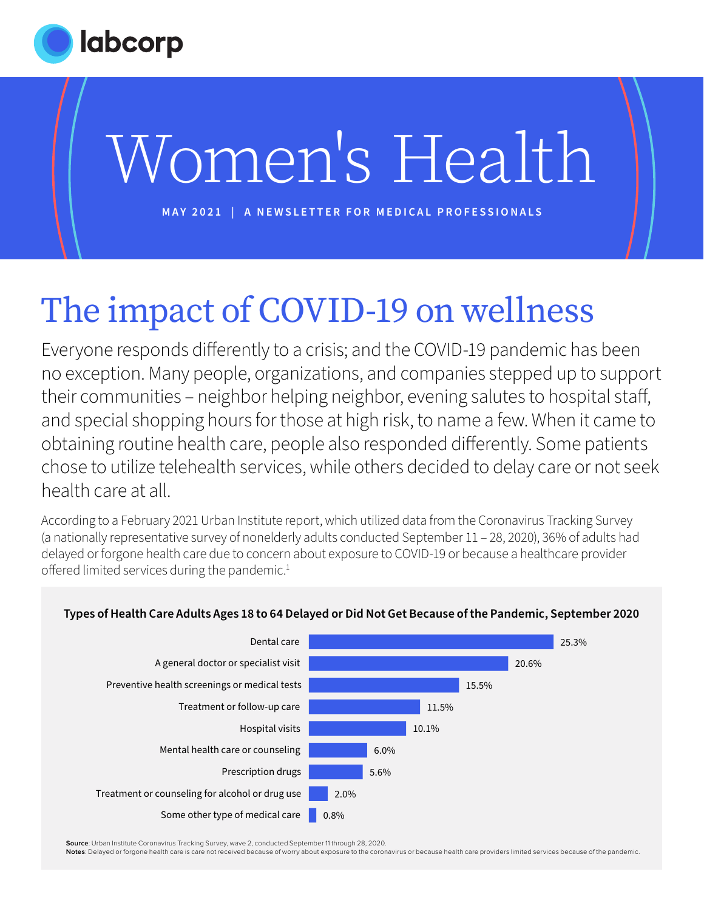labcorp

# Women's Health

MAY 2021 | A NEWSLETTER FOR MEDICAL PROFESSIONALS

## The impact of COVID-19 on wellness

Everyone responds differently to a crisis; and the COVID-19 pandemic has been no exception. Many people, organizations, and companies stepped up to support their communities – neighbor helping neighbor, evening salutes to hospital staff, and special shopping hours for those at high risk, to name a few. When it came to obtaining routine health care, people also responded differently. Some patients chose to utilize telehealth services, while others decided to delay care or not seek health care at all.

According to a February 2021 Urban Institute report, which utilized data from the Coronavirus Tracking Survey (a nationally representative survey of nonelderly adults conducted September 11 – 28, 2020), 36% of adults had delayed or forgone health care due to concern about exposure to COVID-19 or because a healthcare provider offered limited services during the pandemic.[1]

**Types of Health Care Adults Ages 18 to 64 Delayed or Did Not Get Because of the Pandemic, September 2020**

| Type of care | Percent |
|---|---|
| Dental care | 25.3% |
| A general doctor or specialist visit | 20.6% |
| Preventive health screenings or medical tests | 15.5% |
| Treatment or follow-up care | 11.5% |
| Hospital visits | 10.1% |
| Mental health care or counseling | 6.0% |
| Prescription drugs | 5.6% |
| Treatment or counseling for alcohol or drug use | 2.0% |
| Some other type of medical care | 0.8% |

**Source**: Urban Institute Coronavirus Tracking Survey, wave 2, conducted September 11 through 28, 2020.
**Notes**: Delayed or forgone health care is care not received because of worry about exposure to the coronavirus or because health care providers limited services because of the pandemic.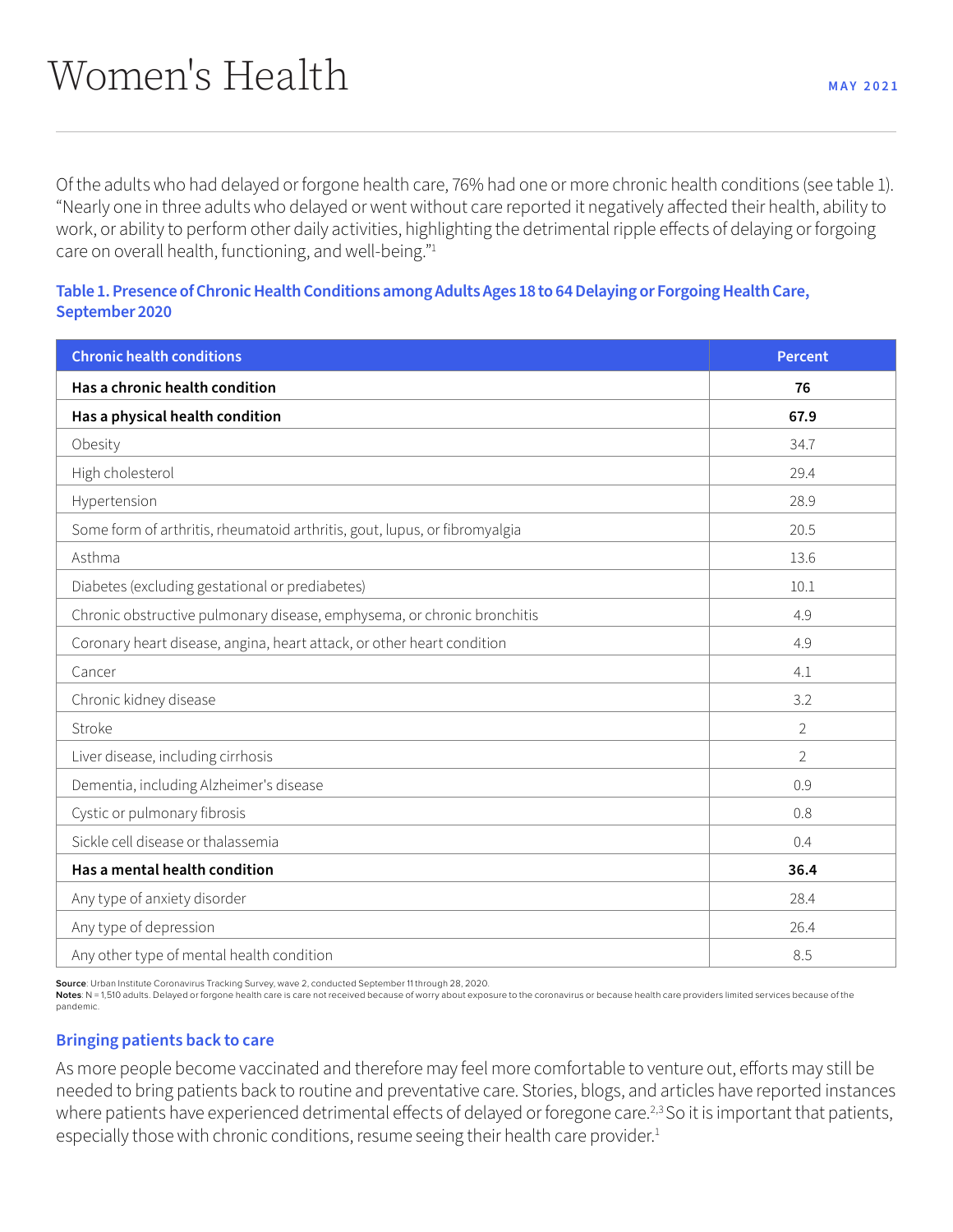Of the adults who had delayed or forgone health care, 76% had one or more chronic health conditions (see table 1). "Nearly one in three adults who delayed or went without care reported it negatively affected their health, ability to work, or ability to perform other daily activities, highlighting the detrimental ripple effects of delaying or forgoing care on overall health, functioning, and well-being."[1]

### Table 1. Presence of Chronic Health Conditions among Adults Ages 18 to 64 Delaying or Forgoing Health Care, September 2020

| Chronic health conditions | Percent |
|---|---|
| **Has a chronic health condition** | **76** |
| **Has a physical health condition** | **67.9** |
| Obesity | 34.7 |
| High cholesterol | 29.4 |
| Hypertension | 28.9 |
| Some form of arthritis, rheumatoid arthritis, gout, lupus, or fibromyalgia | 20.5 |
| Asthma | 13.6 |
| Diabetes (excluding gestational or prediabetes) | 10.1 |
| Chronic obstructive pulmonary disease, emphysema, or chronic bronchitis | 4.9 |
| Coronary heart disease, angina, heart attack, or other heart condition | 4.9 |
| Cancer | 4.1 |
| Chronic kidney disease | 3.2 |
| Stroke | 2 |
| Liver disease, including cirrhosis | 2 |
| Dementia, including Alzheimer's disease | 0.9 |
| Cystic or pulmonary fibrosis | 0.8 |
| Sickle cell disease or thalassemia | 0.4 |
| **Has a mental health condition** | **36.4** |
| Any type of anxiety disorder | 28.4 |
| Any type of depression | 26.4 |
| Any other type of mental health condition | 8.5 |

**Source**: Urban Institute Coronavirus Tracking Survey, wave 2, conducted September 11 through 28, 2020.
**Notes**: N = 1,510 adults. Delayed or forgone health care is care not received because of worry about exposure to the coronavirus or because health care providers limited services because of the pandemic.

### Bringing patients back to care

As more people become vaccinated and therefore may feel more comfortable to venture out, efforts may still be needed to bring patients back to routine and preventative care. Stories, blogs, and articles have reported instances where patients have experienced detrimental effects of delayed or foregone care.[2,3] So it is important that patients, especially those with chronic conditions, resume seeing their health care provider.[1]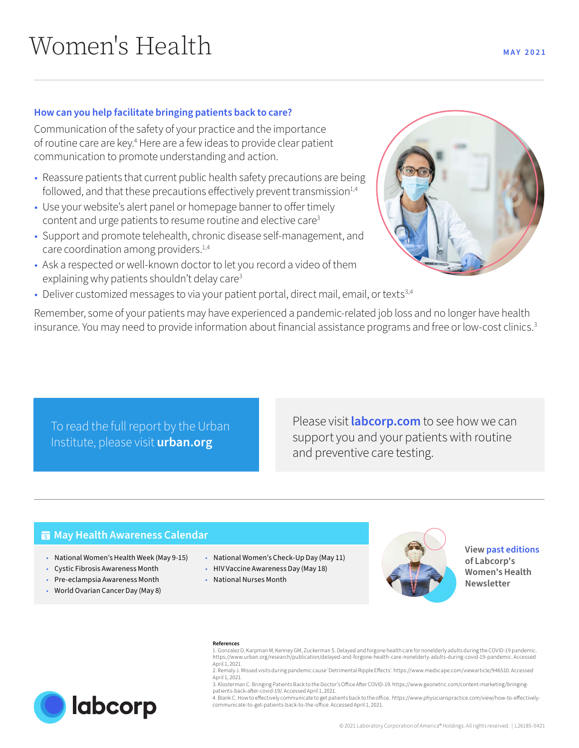# Women's Health

MAY 2021

## How can you help facilitate bringing patients back to care?

Communication of the safety of your practice and the importance of routine care are key.[4] Here are a few ideas to provide clear patient communication to promote understanding and action.

- Reassure patients that current public health safety precautions are being followed, and that these precautions effectively prevent transmission[1,4]
- Use your website's alert panel or homepage banner to offer timely content and urge patients to resume routine and elective care[3]
- Support and promote telehealth, chronic disease self-management, and care coordination among providers.[1,4]
- Ask a respected or well-known doctor to let you record a video of them explaining why patients shouldn't delay care[3]
- Deliver customized messages to via your patient portal, direct mail, email, or texts[3,4]

Remember, some of your patients may have experienced a pandemic-related job loss and no longer have health insurance. You may need to provide information about financial assistance programs and free or low-cost clinics.[3]

To read the full report by the Urban Institute, please visit **urban.org**

Please visit **labcorp.com** to see how we can support you and your patients with routine and preventive care testing.

## May Health Awareness Calendar

- National Women's Health Week (May 9-15)
- Cystic Fibrosis Awareness Month
- Pre-eclampsia Awareness Month
- World Ovarian Cancer Day (May 8)
- National Women's Check-Up Day (May 11)
- HIV Vaccine Awareness Day (May 18)
- National Nurses Month

**View past editions of Labcorp's Women's Health Newsletter**

**References**

1. Gonzalez D, Karpman M, Kenney GM, Zuckerman S. Delayed and forgone health care for nonelderly adults during the COVID-19 pandemic. https://www.urban.org/research/publication/delayed-and-forgone-health-care-nonelderly-adults-during-covid-19-pandemic. Accessed April 1, 2021.
2. Remaly J. Missed visits during pandemic cause 'Detrimental Ripple Effects'. https://www.medscape.com/viewarticle/946510. Accessed April 1, 2021.
3. Klosterman C. Bringing Patients Back to the Doctor's Office After COVID-19. https://www.geonetric.com/content-marketing/bringing-patients-back-after-covid-19/. Accessed April 1, 2021.
4. Blank C. How to effectively communicate to get patients back to the office. https://www.physicianspractice.com/view/how-to-effectively-communicate-to-get-patients-back-to-the-office. Accessed April 1, 2021.

labcorp

© 2021 Laboratory Corporation of America® Holdings. All rights reserved. | L26185-0421